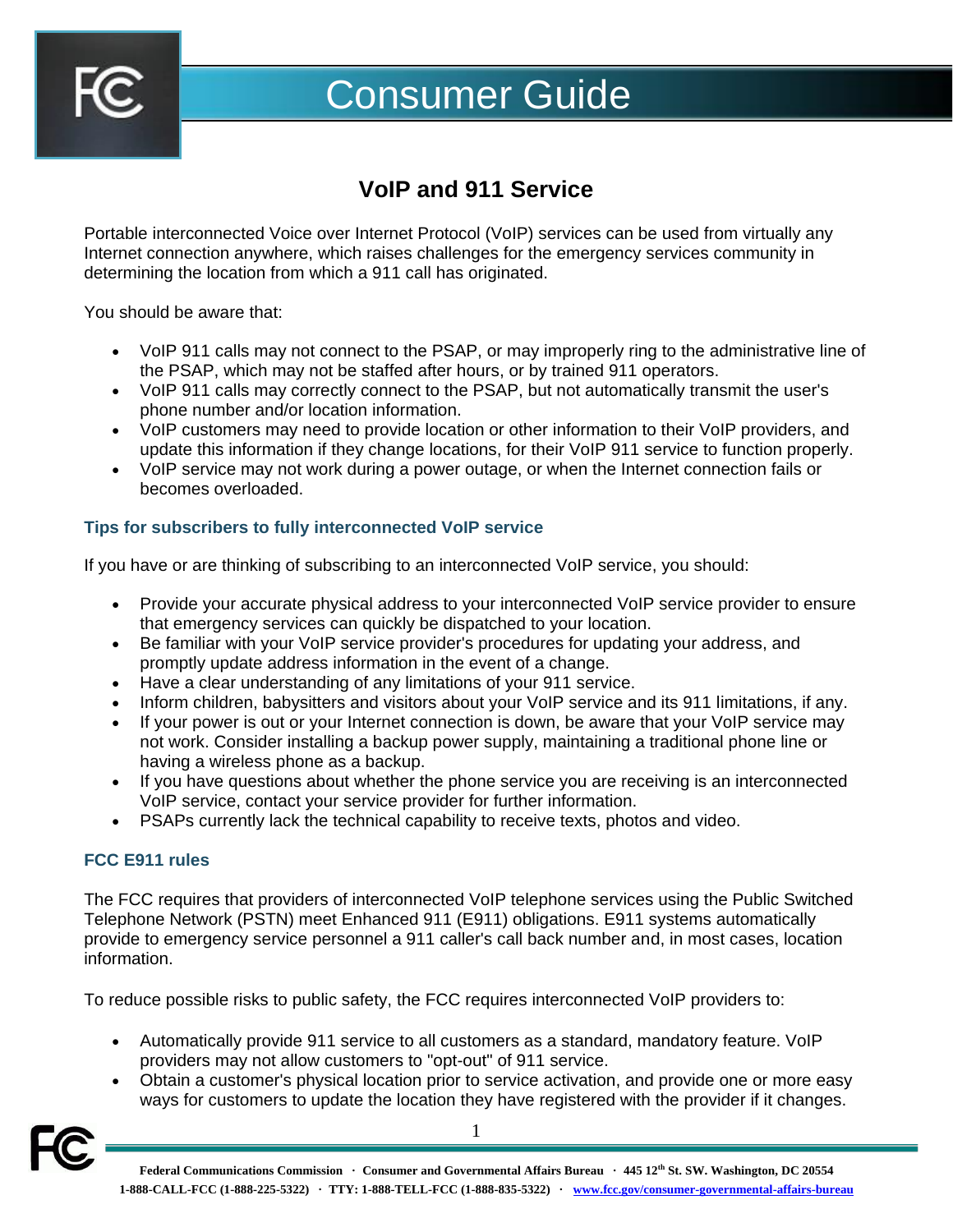# Consumer Guide

## VoIP and 911 Service

Portable interconnected Voice over Internet Protocol (VoIP) services can be used from virtually any Internet connection anywhere, which raises challenges for the emergency services community in determining the location from which a 911 call has originated.

You should be aware that:

- VoIP 911 calls may not connect to the PSAP, or may improperly ring to the administrative line of the PSAP, which may not be staffed after hours, or by trained 911 operators.
- VoIP 911 calls may correctly connect to the PSAP, but not automatically transmit the user's phone number and/or location information.
- VoIP customers may need to provide location or other information to their VoIP providers, and update this information if they change locations, for their VoIP 911 service to function properly.
- VoIP service may not work during a power outage, or when the Internet connection fails or becomes overloaded.

### Tips for subscribers to fully interconnected VoIP service

If you have or are thinking of subscribing to an interconnected VoIP service, you should:

- Provide your accurate physical address to your interconnected VoIP service provider to ensure that emergency services can quickly be dispatched to your location.
- Be familiar with your VoIP service provider's procedures for updating your address, and promptly update address information in the event of a change.
- Have a clear understanding of any limitations of your 911 service.
- Inform children, babysitters and visitors about your VoIP service and its 911 limitations, if any.
- If your power is out or your Internet connection is down, be aware that your VoIP service may not work. Consider installing a backup power supply, maintaining a traditional phone line or having a wireless phone as a backup.
- If you have questions about whether the phone service you are receiving is an interconnected VoIP service, contact your service provider for further information.
- PSAPs currently lack the technical capability to receive texts, photos and video.

### FCC E911 rules

The FCC requires that providers of interconnected VoIP telephone services using the Public Switched Telephone Network (PSTN) meet Enhanced 911 (E911) obligations. E911 systems automatically provide to emergency service personnel a 911 caller's call back number and, in most cases, location information.

To reduce possible risks to public safety, the FCC requires interconnected VoIP providers to:

- Automatically provide 911 service to all customers as a standard, mandatory feature. VoIP providers may not allow customers to "opt-out" of 911 service.
- Obtain a customer's physical location prior to service activation, and provide one or more easy ways for customers to update the location they have registered with the provider if it changes.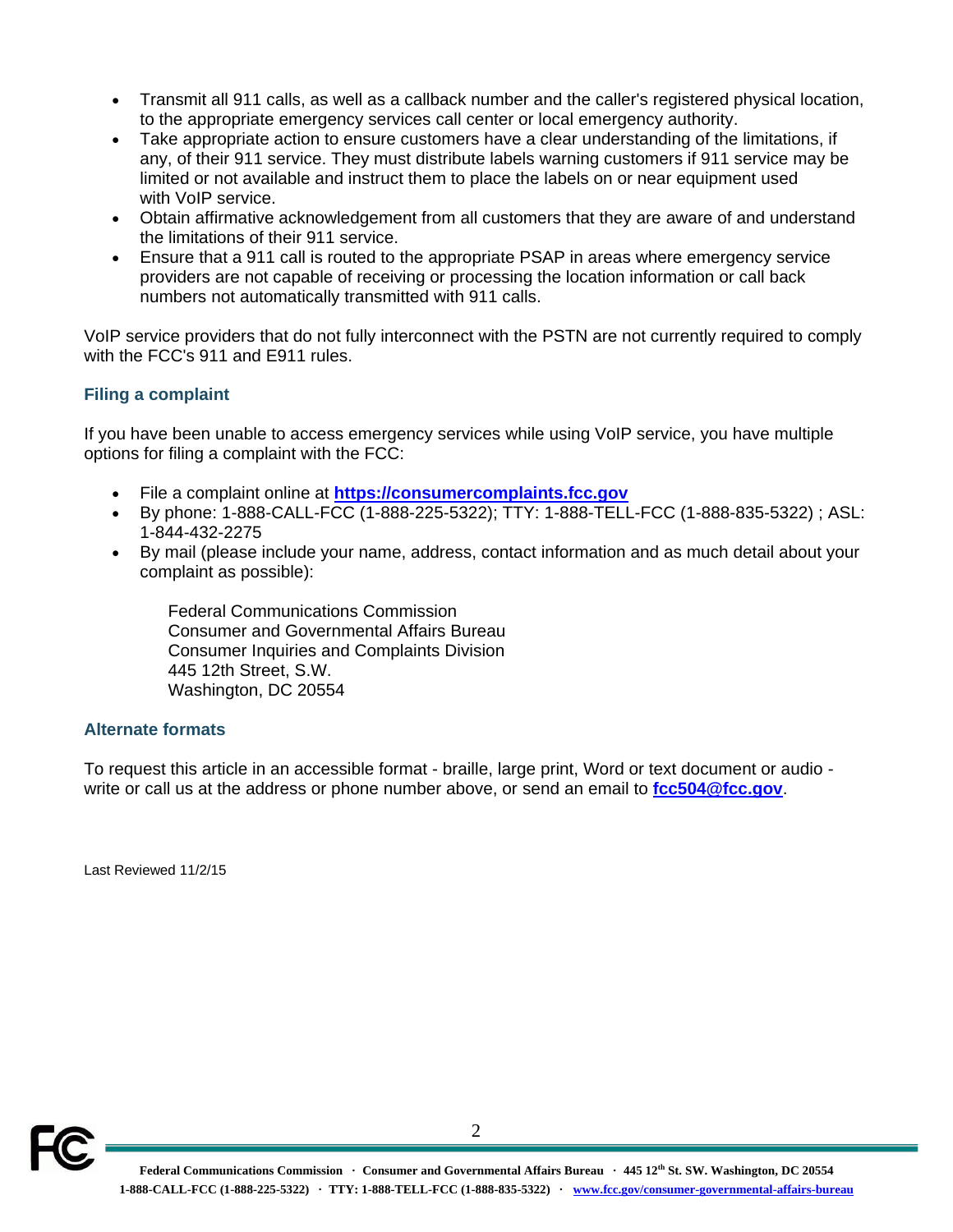- Transmit all 911 calls, as well as a callback number and the caller's registered physical location, to the appropriate emergency services call center or local emergency authority.
- Take appropriate action to ensure customers have a clear understanding of the limitations, if any, of their 911 service. They must distribute labels warning customers if 911 service may be limited or not available and instruct them to place the labels on or near equipment used with VoIP service.
- Obtain affirmative acknowledgement from all customers that they are aware of and understand the limitations of their 911 service.
- Ensure that a 911 call is routed to the appropriate PSAP in areas where emergency service providers are not capable of receiving or processing the location information or call back numbers not automatically transmitted with 911 calls.

VoIP service providers that do not fully interconnect with the PSTN are not currently required to comply with the FCC's 911 and E911 rules.

### Filing a complaint

If you have been unable to access emergency services while using VoIP service, you have multiple options for filing a complaint with the FCC:

- File a complaint online at **https://consumercomplaints.fcc.gov**
- By phone: 1-888-CALL-FCC (1-888-225-5322); TTY: 1-888-TELL-FCC (1-888-835-5322) ; ASL: 1-844-432-2275
- By mail (please include your name, address, contact information and as much detail about your complaint as possible):

    Federal Communications Commission
    Consumer and Governmental Affairs Bureau
    Consumer Inquiries and Complaints Division
    445 12th Street, S.W.
    Washington, DC 20554

### Alternate formats

To request this article in an accessible format - braille, large print, Word or text document or audio - write or call us at the address or phone number above, or send an email to **fcc504@fcc.gov**.

Last Reviewed 11/2/15